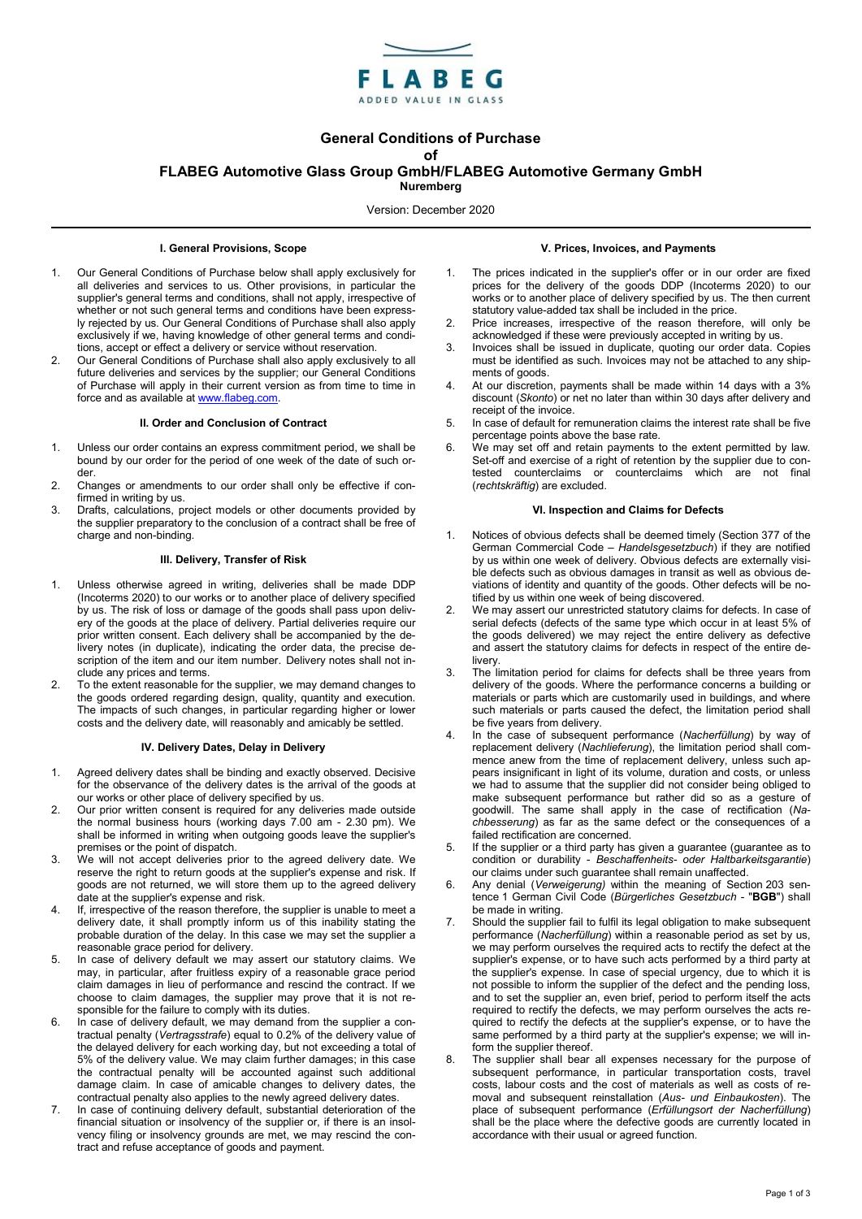FLABEG
ADDED VALUE IN GLASS

# General Conditions of Purchase
# of
# FLABEG Automotive Glass Group GmbH/FLABEG Automotive Germany GmbH

**Nuremberg**

Version: December 2020

### I. General Provisions, Scope

1. Our General Conditions of Purchase below shall apply exclusively for all deliveries and services to us. Other provisions, in particular the supplier's general terms and conditions, shall not apply, irrespective of whether or not such general terms and conditions have been expressly rejected by us. Our General Conditions of Purchase shall also apply exclusively if we, having knowledge of other general terms and conditions, accept or effect a delivery or service without reservation.
2. Our General Conditions of Purchase shall also apply exclusively to all future deliveries and services by the supplier; our General Conditions of Purchase will apply in their current version as from time to time in force and as available at www.flabeg.com.

### II. Order and Conclusion of Contract

1. Unless our order contains an express commitment period, we shall be bound by our order for the period of one week of the date of such order.
2. Changes or amendments to our order shall only be effective if confirmed in writing by us.
3. Drafts, calculations, project models or other documents provided by the supplier preparatory to the conclusion of a contract shall be free of charge and non-binding.

### III. Delivery, Transfer of Risk

1. Unless otherwise agreed in writing, deliveries shall be made DDP (Incoterms 2020) to our works or to another place of delivery specified by us. The risk of loss or damage of the goods shall pass upon delivery of the goods at the place of delivery. Partial deliveries require our prior written consent. Each delivery shall be accompanied by the delivery notes (in duplicate), indicating the order data, the precise description of the item and our item number. Delivery notes shall not include any prices and terms.
2. To the extent reasonable for the supplier, we may demand changes to the goods ordered regarding design, quality, quantity and execution. The impacts of such changes, in particular regarding higher or lower costs and the delivery date, will reasonably and amicably be settled.

### IV. Delivery Dates, Delay in Delivery

1. Agreed delivery dates shall be binding and exactly observed. Decisive for the observance of the delivery dates is the arrival of the goods at our works or other place of delivery specified by us.
2. Our prior written consent is required for any deliveries made outside the normal business hours (working days 7.00 am - 2.30 pm). We shall be informed in writing when outgoing goods leave the supplier's premises or the point of dispatch.
3. We will not accept deliveries prior to the agreed delivery date. We reserve the right to return goods at the supplier's expense and risk. If goods are not returned, we will store them up to the agreed delivery date at the supplier's expense and risk.
4. If, irrespective of the reason therefore, the supplier is unable to meet a delivery date, it shall promptly inform us of this inability stating the probable duration of the delay. In this case we may set the supplier a reasonable grace period for delivery.
5. In case of delivery default we may assert our statutory claims. We may, in particular, after fruitless expiry of a reasonable grace period claim damages in lieu of performance and rescind the contract. If we choose to claim damages, the supplier may prove that it is not responsible for the failure to comply with its duties.
6. In case of delivery default, we may demand from the supplier a contractual penalty (*Vertragsstrafe*) equal to 0.2% of the delivery value of the delayed delivery for each working day, but not exceeding a total of 5% of the delivery value. We may claim further damages; in this case the contractual penalty will be accounted against such additional damage claim. In case of amicable changes to delivery dates, the contractual penalty also applies to the newly agreed delivery dates.
7. In case of continuing delivery default, substantial deterioration of the financial situation or insolvency of the supplier or, if there is an insolvency filing or insolvency grounds are met, we may rescind the contract and refuse acceptance of goods and payment.

### V. Prices, Invoices, and Payments

1. The prices indicated in the supplier's offer or in our order are fixed prices for the delivery of the goods DDP (Incoterms 2020) to our works or to another place of delivery specified by us. The then current statutory value-added tax shall be included in the price.
2. Price increases, irrespective of the reason therefore, will only be acknowledged if these were previously accepted in writing by us.
3. Invoices shall be issued in duplicate, quoting our order data. Copies must be identified as such. Invoices may not be attached to any shipments of goods.
4. At our discretion, payments shall be made within 14 days with a 3% discount (*Skonto*) or net no later than within 30 days after delivery and receipt of the invoice.
5. In case of default for remuneration claims the interest rate shall be five percentage points above the base rate.
6. We may set off and retain payments to the extent permitted by law. Set-off and exercise of a right of retention by the supplier due to contested counterclaims or counterclaims which are not final (*rechtskräftig*) are excluded.

### VI. Inspection and Claims for Defects

1. Notices of obvious defects shall be deemed timely (Section 377 of the German Commercial Code – *Handelsgesetzbuch*) if they are notified by us within one week of delivery. Obvious defects are externally visible defects such as obvious damages in transit as well as obvious deviations of identity and quantity of the goods. Other defects will be notified by us within one week of being discovered.
2. We may assert our unrestricted statutory claims for defects. In case of serial defects (defects of the same type which occur in at least 5% of the goods delivered) we may reject the entire delivery as defective and assert the statutory claims for defects in respect of the entire delivery.
3. The limitation period for claims for defects shall be three years from delivery of the goods. Where the performance concerns a building or materials or parts which are customarily used in buildings, and where such materials or parts caused the defect, the limitation period shall be five years from delivery.
4. In the case of subsequent performance (*Nacherfüllung*) by way of replacement delivery (*Nachlieferung*), the limitation period shall commence anew from the time of replacement delivery, unless such appears insignificant in light of its volume, duration and costs, or unless we had to assume that the supplier did not consider being obliged to make subsequent performance but rather did so as a gesture of goodwill. The same shall apply in the case of rectification (*Nachbesserung*) as far as the same defect or the consequences of a failed rectification are concerned.
5. If the supplier or a third party has given a guarantee (guarantee as to condition or durability - *Beschaffenheits- oder Haltbarkeitsgarantie*) our claims under such guarantee shall remain unaffected.
6. Any denial (*Verweigerung)* within the meaning of Section 203 sentence 1 German Civil Code (*Bürgerliches Gesetzbuch* - "**BGB**") shall be made in writing.
7. Should the supplier fail to fulfil its legal obligation to make subsequent performance (*Nacherfüllung*) within a reasonable period as set by us, we may perform ourselves the required acts to rectify the defect at the supplier's expense, or to have such acts performed by a third party at the supplier's expense. In case of special urgency, due to which it is not possible to inform the supplier of the defect and the pending loss, and to set the supplier an, even brief, period to perform itself the acts required to rectify the defects, we may perform ourselves the acts required to rectify the defects at the supplier's expense, or to have the same performed by a third party at the supplier's expense; we will inform the supplier thereof.
8. The supplier shall bear all expenses necessary for the purpose of subsequent performance, in particular transportation costs, travel costs, labour costs and the cost of materials as well as costs of removal and subsequent reinstallation (*Aus- und Einbaukosten*). The place of subsequent performance (*Erfüllungsort der Nacherfüllung*) shall be the place where the defective goods are currently located in accordance with their usual or agreed function.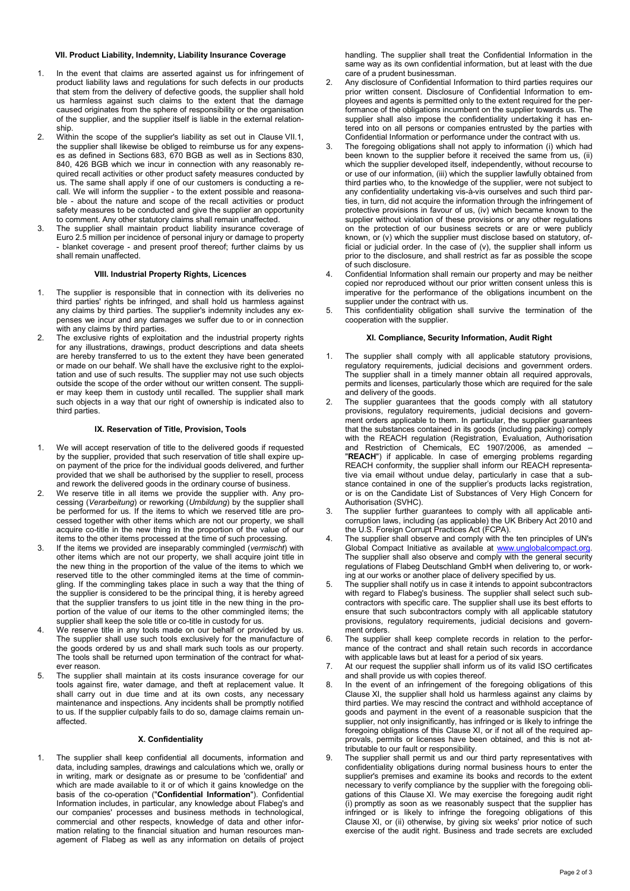### VII. Product Liability, Indemnity, Liability Insurance Coverage

1. In the event that claims are asserted against us for infringement of product liability laws and regulations for such defects in our products that stem from the delivery of defective goods, the supplier shall hold us harmless against such claims to the extent that the damage caused originates from the sphere of responsibility or the organisation of the supplier, and the supplier itself is liable in the external relationship.
2. Within the scope of the supplier's liability as set out in Clause VII.1, the supplier shall likewise be obliged to reimburse us for any expenses as defined in Sections 683, 670 BGB as well as in Sections 830, 840, 426 BGB which we incur in connection with any reasonably required recall activities or other product safety measures conducted by us. The same shall apply if one of our customers is conducting a recall. We will inform the supplier - to the extent possible and reasonable - about the nature and scope of the recall activities or product safety measures to be conducted and give the supplier an opportunity to comment. Any other statutory claims shall remain unaffected.
3. The supplier shall maintain product liability insurance coverage of Euro 2.5 million per incidence of personal injury or damage to property - blanket coverage - and present proof thereof; further claims by us shall remain unaffected.

### VIII. Industrial Property Rights, Licences

1. The supplier is responsible that in connection with its deliveries no third parties' rights be infringed, and shall hold us harmless against any claims by third parties. The supplier's indemnity includes any expenses we incur and any damages we suffer due to or in connection with any claims by third parties.
2. The exclusive rights of exploitation and the industrial property rights for any illustrations, drawings, product descriptions and data sheets are hereby transferred to us to the extent they have been generated or made on our behalf. We shall have the exclusive right to the exploitation and use of such results. The supplier may not use such objects outside the scope of the order without our written consent. The supplier may keep them in custody until recalled. The supplier shall mark such objects in a way that our right of ownership is indicated also to third parties.

### IX. Reservation of Title, Provision, Tools

1. We will accept reservation of title to the delivered goods if requested by the supplier, provided that such reservation of title shall expire upon payment of the price for the individual goods delivered, and further provided that we shall be authorised by the supplier to resell, process and rework the delivered goods in the ordinary course of business.
2. We reserve title in all items we provide the supplier with. Any processing (*Verarbeitung*) or reworking (*Umbildung*) by the supplier shall be performed for us. If the items to which we reserved title are processed together with other items which are not our property, we shall acquire co-title in the new thing in the proportion of the value of our items to the other items processed at the time of such processing.
3. If the items we provided are inseparably commingled (*vermischt*) with other items which are not our property, we shall acquire joint title in the new thing in the proportion of the value of the items to which we reserved title to the other commingled items at the time of commingling. If the commingling takes place in such a way that the thing of the supplier is considered to be the principal thing, it is hereby agreed that the supplier transfers to us joint title in the new thing in the proportion of the value of our items to the other commingled items; the supplier shall keep the sole title or co-title in custody for us.
4. We reserve title in any tools made on our behalf or provided by us. The supplier shall use such tools exclusively for the manufacture of the goods ordered by us and shall mark such tools as our property. The tools shall be returned upon termination of the contract for whatever reason.
5. The supplier shall maintain at its costs insurance coverage for our tools against fire, water damage, and theft at replacement value. It shall carry out in due time and at its own costs, necessary maintenance and inspections. Any incidents shall be promptly notified to us. If the supplier culpably fails to do so, damage claims remain unaffected.

### X. Confidentiality

1. The supplier shall keep confidential all documents, information and data, including samples, drawings and calculations which we, orally or in writing, mark or designate as or presume to be 'confidential' and which are made available to it or of which it gains knowledge on the basis of the co-operation ("**Confidential Information**"). Confidential Information includes, in particular, any knowledge about Flabeg's and our companies' processes and business methods in technological, commercial and other respects, knowledge of data and other information relating to the financial situation and human resources management of Flabeg as well as any information on details of project handling. The supplier shall treat the Confidential Information in the same way as its own confidential information, but at least with the due care of a prudent businessman.
2. Any disclosure of Confidential Information to third parties requires our prior written consent. Disclosure of Confidential Information to employees and agents is permitted only to the extent required for the performance of the obligations incumbent on the supplier towards us. The supplier shall also impose the confidentiality undertaking it has entered into on all persons or companies entrusted by the parties with Confidential Information or performance under the contract with us.
3. The foregoing obligations shall not apply to information (i) which had been known to the supplier before it received the same from us, (ii) which the supplier developed itself, independently, without recourse to or use of our information, (iii) which the supplier lawfully obtained from third parties who, to the knowledge of the supplier, were not subject to any confidentiality undertaking vis-à-vis ourselves and such third parties, in turn, did not acquire the information through the infringement of protective provisions in favour of us, (iv) which became known to the supplier without violation of these provisions or any other regulations on the protection of our business secrets or are or were publicly known, or (v) which the supplier must disclose based on statutory, official or judicial order. In the case of (v), the supplier shall inform us prior to the disclosure, and shall restrict as far as possible the scope of such disclosure.
4. Confidential Information shall remain our property and may be neither copied nor reproduced without our prior written consent unless this is imperative for the performance of the obligations incumbent on the supplier under the contract with us.
5. This confidentiality obligation shall survive the termination of the cooperation with the supplier.

### XI. Compliance, Security Information, Audit Right

1. The supplier shall comply with all applicable statutory provisions, regulatory requirements, judicial decisions and government orders. The supplier shall in a timely manner obtain all required approvals, permits and licenses, particularly those which are required for the sale and delivery of the goods.
2. The supplier guarantees that the goods comply with all statutory provisions, regulatory requirements, judicial decisions and government orders applicable to them. In particular, the supplier guarantees that the substances contained in its goods (including packing) comply with the REACH regulation (Registration, Evaluation, Authorisation and Restriction of Chemicals, EC 1907/2006, as amended – "**REACH**") if applicable. In case of emerging problems regarding REACH conformity, the supplier shall inform our REACH representative via email without undue delay, particularly in case that a substance contained in one of the supplier's products lacks registration, or is on the Candidate List of Substances of Very High Concern for Authorisation (SVHC).
3. The supplier further guarantees to comply with all applicable anti-corruption laws, including (as applicable) the UK Bribery Act 2010 and the U.S. Foreign Corrupt Practices Act (FCPA).
4. The supplier shall observe and comply with the ten principles of UN's Global Compact Initiative as available at www.unglobalcompact.org. The supplier shall also observe and comply with the general security regulations of Flabeg Deutschland GmbH when delivering to, or working at our works or another place of delivery specified by us.
5. The supplier shall notify us in case it intends to appoint subcontractors with regard to Flabeg's business. The supplier shall select such subcontractors with specific care. The supplier shall use its best efforts to ensure that such subcontractors comply with all applicable statutory provisions, regulatory requirements, judicial decisions and government orders.
6. The supplier shall keep complete records in relation to the performance of the contract and shall retain such records in accordance with applicable laws but at least for a period of six years.
7. At our request the supplier shall inform us of its valid ISO certificates and shall provide us with copies thereof.
8. In the event of an infringement of the foregoing obligations of this Clause XI, the supplier shall hold us harmless against any claims by third parties. We may rescind the contract and withhold acceptance of goods and payment in the event of a reasonable suspicion that the supplier, not only insignificantly, has infringed or is likely to infringe the foregoing obligations of this Clause XI, or if not all of the required approvals, permits or licenses have been obtained, and this is not attributable to our fault or responsibility.
9. The supplier shall permit us and our third party representatives with confidentiality obligations during normal business hours to enter the supplier's premises and examine its books and records to the extent necessary to verify compliance by the supplier with the foregoing obligations of this Clause XI. We may exercise the foregoing audit right (i) promptly as soon as we reasonably suspect that the supplier has infringed or is likely to infringe the foregoing obligations of this Clause XI, or (ii) otherwise, by giving six weeks' prior notice of such exercise of the audit right. Business and trade secrets are excluded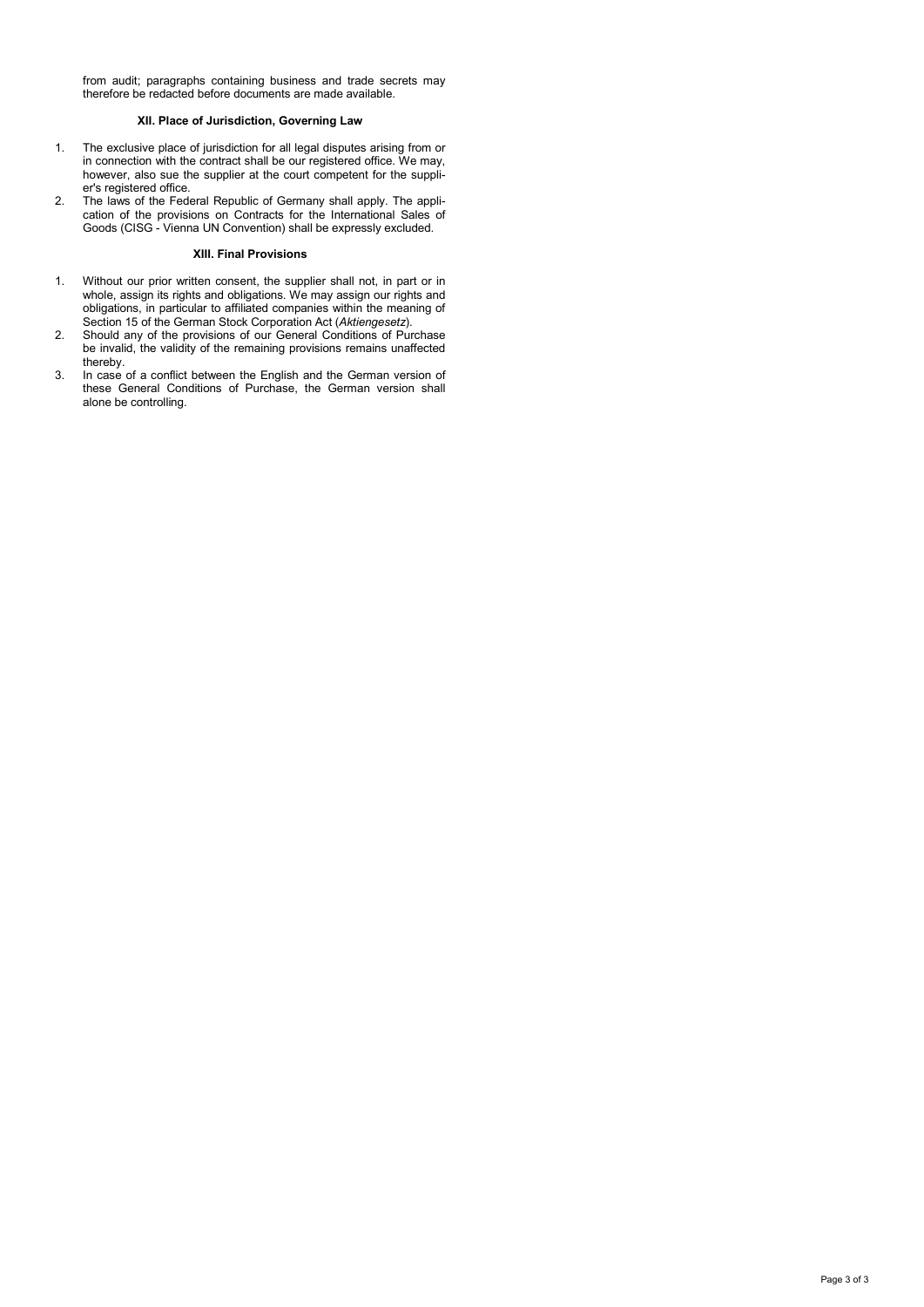from audit; paragraphs containing business and trade secrets may therefore be redacted before documents are made available.

### XII. Place of Jurisdiction, Governing Law

1. The exclusive place of jurisdiction for all legal disputes arising from or in connection with the contract shall be our registered office. We may, however, also sue the supplier at the court competent for the supplier's registered office.
2. The laws of the Federal Republic of Germany shall apply. The application of the provisions on Contracts for the International Sales of Goods (CISG - Vienna UN Convention) shall be expressly excluded.

### XIII. Final Provisions

1. Without our prior written consent, the supplier shall not, in part or in whole, assign its rights and obligations. We may assign our rights and obligations, in particular to affiliated companies within the meaning of Section 15 of the German Stock Corporation Act (*Aktiengesetz*).
2. Should any of the provisions of our General Conditions of Purchase be invalid, the validity of the remaining provisions remains unaffected thereby.
3. In case of a conflict between the English and the German version of these General Conditions of Purchase, the German version shall alone be controlling.